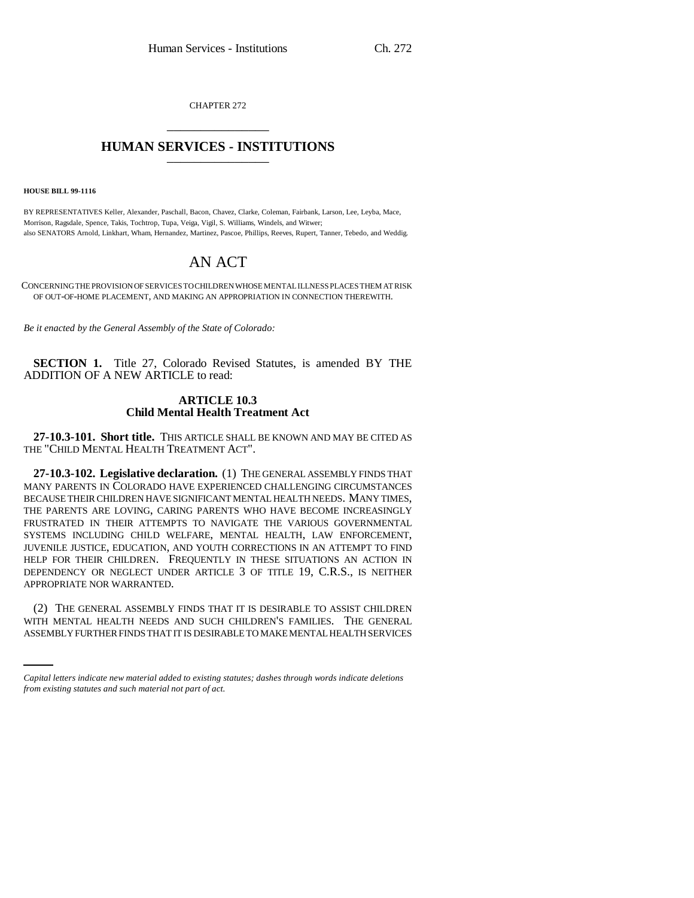CHAPTER 272

# HUMAN SERVICES - INSTITUTIONS

**HOUSE BILL 99-1116**

BY REPRESENTATIVES Keller, Alexander, Paschall, Bacon, Chavez, Clarke, Coleman, Fairbank, Larson, Lee, Leyba, Mace, Morrison, Ragsdale, Spence, Takis, Tochtrop, Tupa, Veiga, Vigil, S. Williams, Windels, and Witwer;
also SENATORS Arnold, Linkhart, Wham, Hernandez, Martinez, Pascoe, Phillips, Reeves, Rupert, Tanner, Tebedo, and Weddig.

# AN ACT

CONCERNING THE PROVISION OF SERVICES TO CHILDREN WHOSE MENTAL ILLNESS PLACES THEM AT RISK OF OUT-OF-HOME PLACEMENT, AND MAKING AN APPROPRIATION IN CONNECTION THEREWITH.

*Be it enacted by the General Assembly of the State of Colorado:*

**SECTION 1.** Title 27, Colorado Revised Statutes, is amended BY THE ADDITION OF A NEW ARTICLE to read:

**ARTICLE 10.3**
**Child Mental Health Treatment Act**

**27-10.3-101. Short title.** THIS ARTICLE SHALL BE KNOWN AND MAY BE CITED AS THE "CHILD MENTAL HEALTH TREATMENT ACT".

**27-10.3-102. Legislative declaration.** (1) THE GENERAL ASSEMBLY FINDS THAT MANY PARENTS IN COLORADO HAVE EXPERIENCED CHALLENGING CIRCUMSTANCES BECAUSE THEIR CHILDREN HAVE SIGNIFICANT MENTAL HEALTH NEEDS. MANY TIMES, THE PARENTS ARE LOVING, CARING PARENTS WHO HAVE BECOME INCREASINGLY FRUSTRATED IN THEIR ATTEMPTS TO NAVIGATE THE VARIOUS GOVERNMENTAL SYSTEMS INCLUDING CHILD WELFARE, MENTAL HEALTH, LAW ENFORCEMENT, JUVENILE JUSTICE, EDUCATION, AND YOUTH CORRECTIONS IN AN ATTEMPT TO FIND HELP FOR THEIR CHILDREN. FREQUENTLY IN THESE SITUATIONS AN ACTION IN DEPENDENCY OR NEGLECT UNDER ARTICLE 3 OF TITLE 19, C.R.S., IS NEITHER APPROPRIATE NOR WARRANTED.

(2) THE GENERAL ASSEMBLY FINDS THAT IT IS DESIRABLE TO ASSIST CHILDREN WITH MENTAL HEALTH NEEDS AND SUCH CHILDREN'S FAMILIES. THE GENERAL ASSEMBLY FURTHER FINDS THAT IT IS DESIRABLE TO MAKE MENTAL HEALTH SERVICES

*Capital letters indicate new material added to existing statutes; dashes through words indicate deletions from existing statutes and such material not part of act.*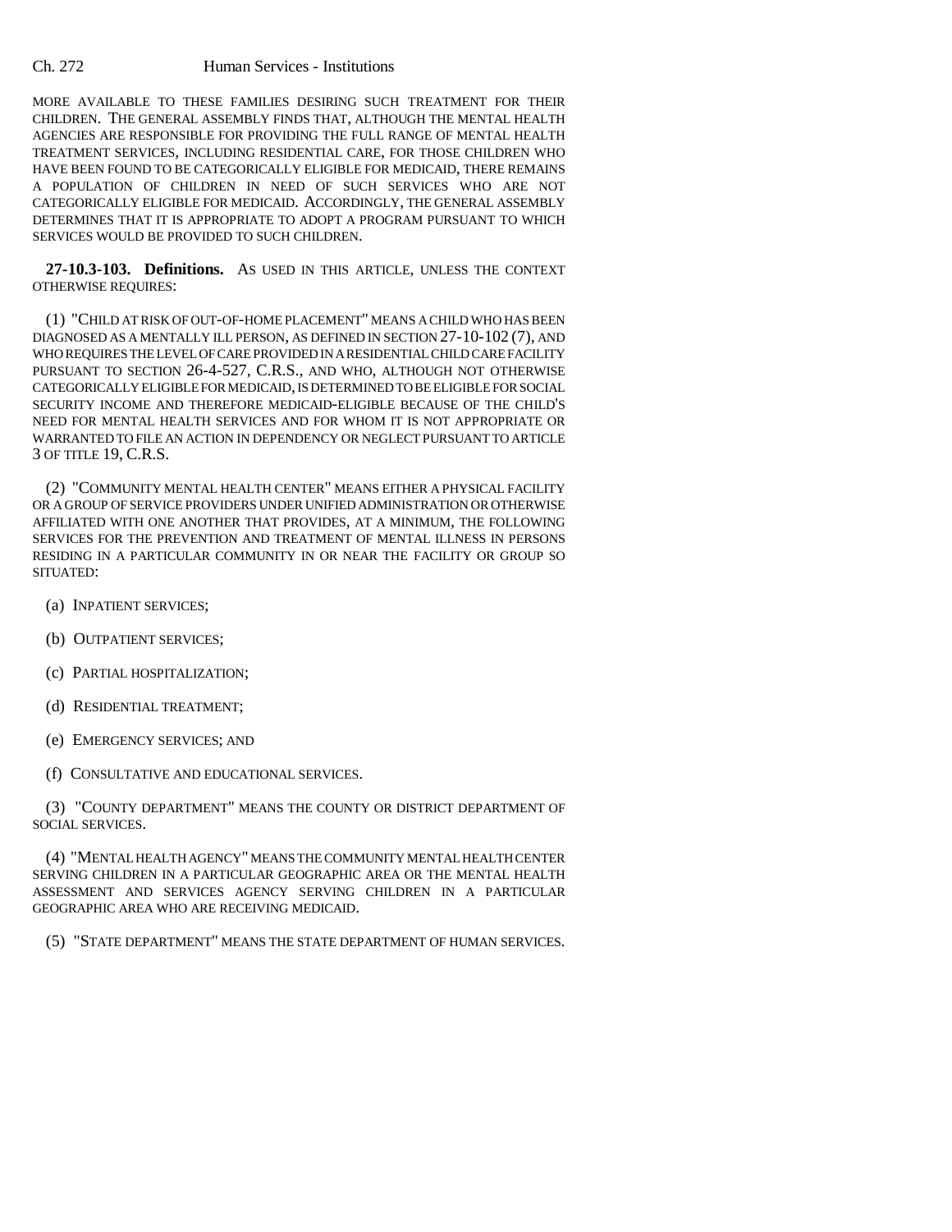MORE AVAILABLE TO THESE FAMILIES DESIRING SUCH TREATMENT FOR THEIR CHILDREN. THE GENERAL ASSEMBLY FINDS THAT, ALTHOUGH THE MENTAL HEALTH AGENCIES ARE RESPONSIBLE FOR PROVIDING THE FULL RANGE OF MENTAL HEALTH TREATMENT SERVICES, INCLUDING RESIDENTIAL CARE, FOR THOSE CHILDREN WHO HAVE BEEN FOUND TO BE CATEGORICALLY ELIGIBLE FOR MEDICAID, THERE REMAINS A POPULATION OF CHILDREN IN NEED OF SUCH SERVICES WHO ARE NOT CATEGORICALLY ELIGIBLE FOR MEDICAID. ACCORDINGLY, THE GENERAL ASSEMBLY DETERMINES THAT IT IS APPROPRIATE TO ADOPT A PROGRAM PURSUANT TO WHICH SERVICES WOULD BE PROVIDED TO SUCH CHILDREN.

**27-10.3-103. Definitions.** AS USED IN THIS ARTICLE, UNLESS THE CONTEXT OTHERWISE REQUIRES:

(1) "CHILD AT RISK OF OUT-OF-HOME PLACEMENT" MEANS A CHILD WHO HAS BEEN DIAGNOSED AS A MENTALLY ILL PERSON, AS DEFINED IN SECTION 27-10-102 (7), AND WHO REQUIRES THE LEVEL OF CARE PROVIDED IN A RESIDENTIAL CHILD CARE FACILITY PURSUANT TO SECTION 26-4-527, C.R.S., AND WHO, ALTHOUGH NOT OTHERWISE CATEGORICALLY ELIGIBLE FOR MEDICAID, IS DETERMINED TO BE ELIGIBLE FOR SOCIAL SECURITY INCOME AND THEREFORE MEDICAID-ELIGIBLE BECAUSE OF THE CHILD'S NEED FOR MENTAL HEALTH SERVICES AND FOR WHOM IT IS NOT APPROPRIATE OR WARRANTED TO FILE AN ACTION IN DEPENDENCY OR NEGLECT PURSUANT TO ARTICLE 3 OF TITLE 19, C.R.S.

(2) "COMMUNITY MENTAL HEALTH CENTER" MEANS EITHER A PHYSICAL FACILITY OR A GROUP OF SERVICE PROVIDERS UNDER UNIFIED ADMINISTRATION OR OTHERWISE AFFILIATED WITH ONE ANOTHER THAT PROVIDES, AT A MINIMUM, THE FOLLOWING SERVICES FOR THE PREVENTION AND TREATMENT OF MENTAL ILLNESS IN PERSONS RESIDING IN A PARTICULAR COMMUNITY IN OR NEAR THE FACILITY OR GROUP SO SITUATED:

(a) INPATIENT SERVICES;

(b) OUTPATIENT SERVICES;

(c) PARTIAL HOSPITALIZATION;

(d) RESIDENTIAL TREATMENT;

(e) EMERGENCY SERVICES; AND

(f) CONSULTATIVE AND EDUCATIONAL SERVICES.

(3) "COUNTY DEPARTMENT" MEANS THE COUNTY OR DISTRICT DEPARTMENT OF SOCIAL SERVICES.

(4) "MENTAL HEALTH AGENCY" MEANS THE COMMUNITY MENTAL HEALTH CENTER SERVING CHILDREN IN A PARTICULAR GEOGRAPHIC AREA OR THE MENTAL HEALTH ASSESSMENT AND SERVICES AGENCY SERVING CHILDREN IN A PARTICULAR GEOGRAPHIC AREA WHO ARE RECEIVING MEDICAID.

(5) "STATE DEPARTMENT" MEANS THE STATE DEPARTMENT OF HUMAN SERVICES.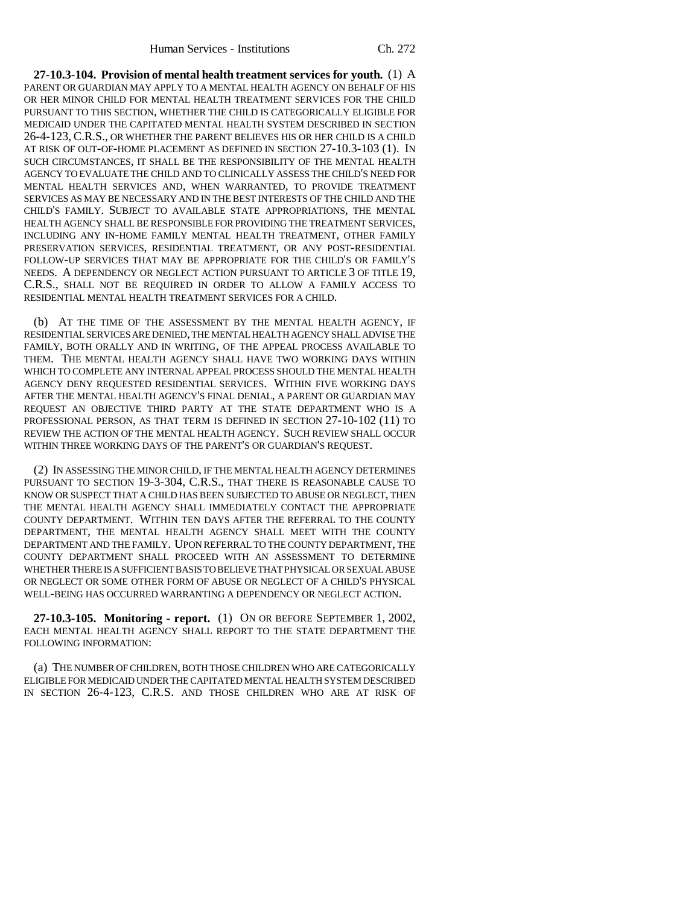**27-10.3-104. Provision of mental health treatment services for youth.** (1) A PARENT OR GUARDIAN MAY APPLY TO A MENTAL HEALTH AGENCY ON BEHALF OF HIS OR HER MINOR CHILD FOR MENTAL HEALTH TREATMENT SERVICES FOR THE CHILD PURSUANT TO THIS SECTION, WHETHER THE CHILD IS CATEGORICALLY ELIGIBLE FOR MEDICAID UNDER THE CAPITATED MENTAL HEALTH SYSTEM DESCRIBED IN SECTION 26-4-123, C.R.S., OR WHETHER THE PARENT BELIEVES HIS OR HER CHILD IS A CHILD AT RISK OF OUT-OF-HOME PLACEMENT AS DEFINED IN SECTION 27-10.3-103 (1). IN SUCH CIRCUMSTANCES, IT SHALL BE THE RESPONSIBILITY OF THE MENTAL HEALTH AGENCY TO EVALUATE THE CHILD AND TO CLINICALLY ASSESS THE CHILD'S NEED FOR MENTAL HEALTH SERVICES AND, WHEN WARRANTED, TO PROVIDE TREATMENT SERVICES AS MAY BE NECESSARY AND IN THE BEST INTERESTS OF THE CHILD AND THE CHILD'S FAMILY. SUBJECT TO AVAILABLE STATE APPROPRIATIONS, THE MENTAL HEALTH AGENCY SHALL BE RESPONSIBLE FOR PROVIDING THE TREATMENT SERVICES, INCLUDING ANY IN-HOME FAMILY MENTAL HEALTH TREATMENT, OTHER FAMILY PRESERVATION SERVICES, RESIDENTIAL TREATMENT, OR ANY POST-RESIDENTIAL FOLLOW-UP SERVICES THAT MAY BE APPROPRIATE FOR THE CHILD'S OR FAMILY'S NEEDS. A DEPENDENCY OR NEGLECT ACTION PURSUANT TO ARTICLE 3 OF TITLE 19, C.R.S., SHALL NOT BE REQUIRED IN ORDER TO ALLOW A FAMILY ACCESS TO RESIDENTIAL MENTAL HEALTH TREATMENT SERVICES FOR A CHILD.

(b) AT THE TIME OF THE ASSESSMENT BY THE MENTAL HEALTH AGENCY, IF RESIDENTIAL SERVICES ARE DENIED, THE MENTAL HEALTH AGENCY SHALL ADVISE THE FAMILY, BOTH ORALLY AND IN WRITING, OF THE APPEAL PROCESS AVAILABLE TO THEM. THE MENTAL HEALTH AGENCY SHALL HAVE TWO WORKING DAYS WITHIN WHICH TO COMPLETE ANY INTERNAL APPEAL PROCESS SHOULD THE MENTAL HEALTH AGENCY DENY REQUESTED RESIDENTIAL SERVICES. WITHIN FIVE WORKING DAYS AFTER THE MENTAL HEALTH AGENCY'S FINAL DENIAL, A PARENT OR GUARDIAN MAY REQUEST AN OBJECTIVE THIRD PARTY AT THE STATE DEPARTMENT WHO IS A PROFESSIONAL PERSON, AS THAT TERM IS DEFINED IN SECTION 27-10-102 (11) TO REVIEW THE ACTION OF THE MENTAL HEALTH AGENCY. SUCH REVIEW SHALL OCCUR WITHIN THREE WORKING DAYS OF THE PARENT'S OR GUARDIAN'S REQUEST.

(2) IN ASSESSING THE MINOR CHILD, IF THE MENTAL HEALTH AGENCY DETERMINES PURSUANT TO SECTION 19-3-304, C.R.S., THAT THERE IS REASONABLE CAUSE TO KNOW OR SUSPECT THAT A CHILD HAS BEEN SUBJECTED TO ABUSE OR NEGLECT, THEN THE MENTAL HEALTH AGENCY SHALL IMMEDIATELY CONTACT THE APPROPRIATE COUNTY DEPARTMENT. WITHIN TEN DAYS AFTER THE REFERRAL TO THE COUNTY DEPARTMENT, THE MENTAL HEALTH AGENCY SHALL MEET WITH THE COUNTY DEPARTMENT AND THE FAMILY. UPON REFERRAL TO THE COUNTY DEPARTMENT, THE COUNTY DEPARTMENT SHALL PROCEED WITH AN ASSESSMENT TO DETERMINE WHETHER THERE IS A SUFFICIENT BASIS TO BELIEVE THAT PHYSICAL OR SEXUAL ABUSE OR NEGLECT OR SOME OTHER FORM OF ABUSE OR NEGLECT OF A CHILD'S PHYSICAL WELL-BEING HAS OCCURRED WARRANTING A DEPENDENCY OR NEGLECT ACTION.

**27-10.3-105. Monitoring - report.** (1) ON OR BEFORE SEPTEMBER 1, 2002, EACH MENTAL HEALTH AGENCY SHALL REPORT TO THE STATE DEPARTMENT THE FOLLOWING INFORMATION:

(a) THE NUMBER OF CHILDREN, BOTH THOSE CHILDREN WHO ARE CATEGORICALLY ELIGIBLE FOR MEDICAID UNDER THE CAPITATED MENTAL HEALTH SYSTEM DESCRIBED IN SECTION 26-4-123, C.R.S. AND THOSE CHILDREN WHO ARE AT RISK OF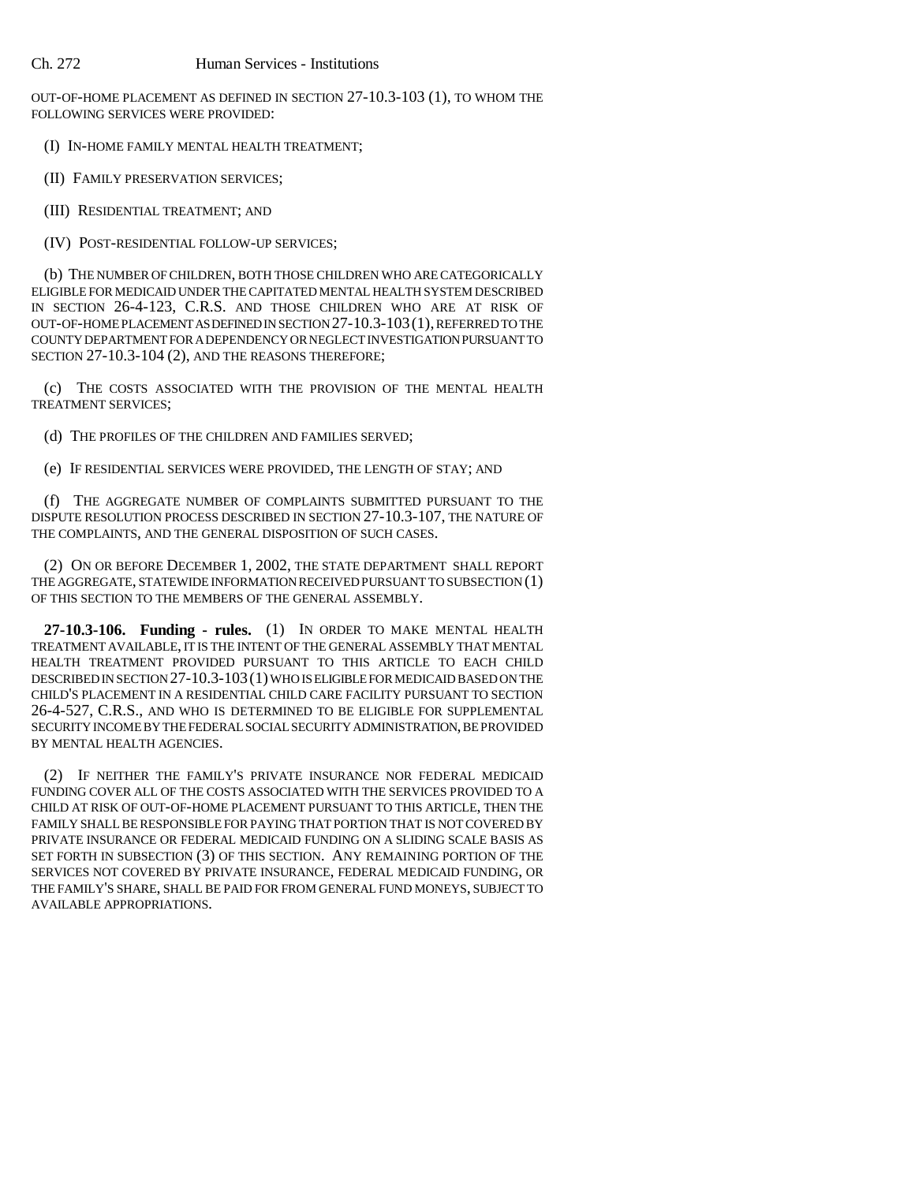OUT-OF-HOME PLACEMENT AS DEFINED IN SECTION 27-10.3-103 (1), TO WHOM THE FOLLOWING SERVICES WERE PROVIDED:

(I) IN-HOME FAMILY MENTAL HEALTH TREATMENT;

(II) FAMILY PRESERVATION SERVICES;

(III) RESIDENTIAL TREATMENT; AND

(IV) POST-RESIDENTIAL FOLLOW-UP SERVICES;

(b) THE NUMBER OF CHILDREN, BOTH THOSE CHILDREN WHO ARE CATEGORICALLY ELIGIBLE FOR MEDICAID UNDER THE CAPITATED MENTAL HEALTH SYSTEM DESCRIBED IN SECTION 26-4-123, C.R.S. AND THOSE CHILDREN WHO ARE AT RISK OF OUT-OF-HOME PLACEMENT AS DEFINED IN SECTION 27-10.3-103 (1), REFERRED TO THE COUNTY DEPARTMENT FOR A DEPENDENCY OR NEGLECT INVESTIGATION PURSUANT TO SECTION 27-10.3-104 (2), AND THE REASONS THEREFORE;

(c) THE COSTS ASSOCIATED WITH THE PROVISION OF THE MENTAL HEALTH TREATMENT SERVICES;

(d) THE PROFILES OF THE CHILDREN AND FAMILIES SERVED;

(e) IF RESIDENTIAL SERVICES WERE PROVIDED, THE LENGTH OF STAY; AND

(f) THE AGGREGATE NUMBER OF COMPLAINTS SUBMITTED PURSUANT TO THE DISPUTE RESOLUTION PROCESS DESCRIBED IN SECTION 27-10.3-107, THE NATURE OF THE COMPLAINTS, AND THE GENERAL DISPOSITION OF SUCH CASES.

(2) ON OR BEFORE DECEMBER 1, 2002, THE STATE DEPARTMENT SHALL REPORT THE AGGREGATE, STATEWIDE INFORMATION RECEIVED PURSUANT TO SUBSECTION (1) OF THIS SECTION TO THE MEMBERS OF THE GENERAL ASSEMBLY.

**27-10.3-106. Funding - rules.** (1) IN ORDER TO MAKE MENTAL HEALTH TREATMENT AVAILABLE, IT IS THE INTENT OF THE GENERAL ASSEMBLY THAT MENTAL HEALTH TREATMENT PROVIDED PURSUANT TO THIS ARTICLE TO EACH CHILD DESCRIBED IN SECTION 27-10.3-103 (1) WHO IS ELIGIBLE FOR MEDICAID BASED ON THE CHILD'S PLACEMENT IN A RESIDENTIAL CHILD CARE FACILITY PURSUANT TO SECTION 26-4-527, C.R.S., AND WHO IS DETERMINED TO BE ELIGIBLE FOR SUPPLEMENTAL SECURITY INCOME BY THE FEDERAL SOCIAL SECURITY ADMINISTRATION, BE PROVIDED BY MENTAL HEALTH AGENCIES.

(2) IF NEITHER THE FAMILY'S PRIVATE INSURANCE NOR FEDERAL MEDICAID FUNDING COVER ALL OF THE COSTS ASSOCIATED WITH THE SERVICES PROVIDED TO A CHILD AT RISK OF OUT-OF-HOME PLACEMENT PURSUANT TO THIS ARTICLE, THEN THE FAMILY SHALL BE RESPONSIBLE FOR PAYING THAT PORTION THAT IS NOT COVERED BY PRIVATE INSURANCE OR FEDERAL MEDICAID FUNDING ON A SLIDING SCALE BASIS AS SET FORTH IN SUBSECTION (3) OF THIS SECTION. ANY REMAINING PORTION OF THE SERVICES NOT COVERED BY PRIVATE INSURANCE, FEDERAL MEDICAID FUNDING, OR THE FAMILY'S SHARE, SHALL BE PAID FOR FROM GENERAL FUND MONEYS, SUBJECT TO AVAILABLE APPROPRIATIONS.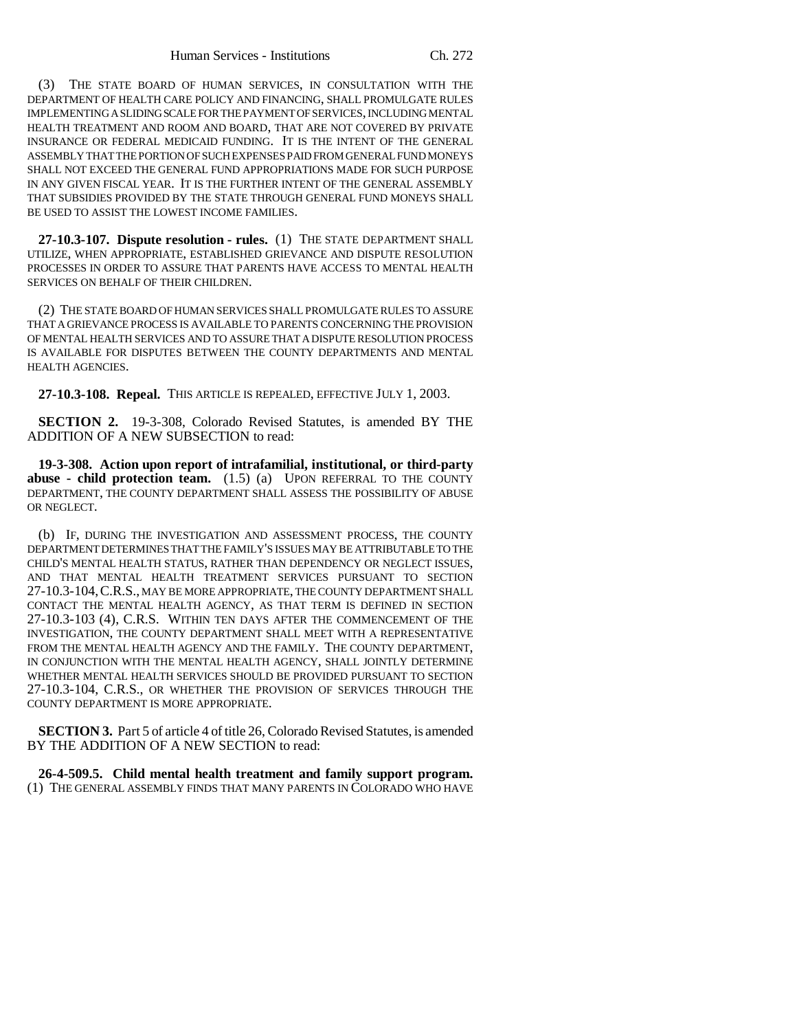(3) THE STATE BOARD OF HUMAN SERVICES, IN CONSULTATION WITH THE DEPARTMENT OF HEALTH CARE POLICY AND FINANCING, SHALL PROMULGATE RULES IMPLEMENTING A SLIDING SCALE FOR THE PAYMENT OF SERVICES, INCLUDING MENTAL HEALTH TREATMENT AND ROOM AND BOARD, THAT ARE NOT COVERED BY PRIVATE INSURANCE OR FEDERAL MEDICAID FUNDING. IT IS THE INTENT OF THE GENERAL ASSEMBLY THAT THE PORTION OF SUCH EXPENSES PAID FROM GENERAL FUND MONEYS SHALL NOT EXCEED THE GENERAL FUND APPROPRIATIONS MADE FOR SUCH PURPOSE IN ANY GIVEN FISCAL YEAR. IT IS THE FURTHER INTENT OF THE GENERAL ASSEMBLY THAT SUBSIDIES PROVIDED BY THE STATE THROUGH GENERAL FUND MONEYS SHALL BE USED TO ASSIST THE LOWEST INCOME FAMILIES.

**27-10.3-107. Dispute resolution - rules.** (1) THE STATE DEPARTMENT SHALL UTILIZE, WHEN APPROPRIATE, ESTABLISHED GRIEVANCE AND DISPUTE RESOLUTION PROCESSES IN ORDER TO ASSURE THAT PARENTS HAVE ACCESS TO MENTAL HEALTH SERVICES ON BEHALF OF THEIR CHILDREN.

(2) THE STATE BOARD OF HUMAN SERVICES SHALL PROMULGATE RULES TO ASSURE THAT A GRIEVANCE PROCESS IS AVAILABLE TO PARENTS CONCERNING THE PROVISION OF MENTAL HEALTH SERVICES AND TO ASSURE THAT A DISPUTE RESOLUTION PROCESS IS AVAILABLE FOR DISPUTES BETWEEN THE COUNTY DEPARTMENTS AND MENTAL HEALTH AGENCIES.

**27-10.3-108. Repeal.** THIS ARTICLE IS REPEALED, EFFECTIVE JULY 1, 2003.

**SECTION 2.** 19-3-308, Colorado Revised Statutes, is amended BY THE ADDITION OF A NEW SUBSECTION to read:

**19-3-308. Action upon report of intrafamilial, institutional, or third-party abuse - child protection team.** (1.5) (a) UPON REFERRAL TO THE COUNTY DEPARTMENT, THE COUNTY DEPARTMENT SHALL ASSESS THE POSSIBILITY OF ABUSE OR NEGLECT.

(b) IF, DURING THE INVESTIGATION AND ASSESSMENT PROCESS, THE COUNTY DEPARTMENT DETERMINES THAT THE FAMILY'S ISSUES MAY BE ATTRIBUTABLE TO THE CHILD'S MENTAL HEALTH STATUS, RATHER THAN DEPENDENCY OR NEGLECT ISSUES, AND THAT MENTAL HEALTH TREATMENT SERVICES PURSUANT TO SECTION 27-10.3-104, C.R.S., MAY BE MORE APPROPRIATE, THE COUNTY DEPARTMENT SHALL CONTACT THE MENTAL HEALTH AGENCY, AS THAT TERM IS DEFINED IN SECTION 27-10.3-103 (4), C.R.S. WITHIN TEN DAYS AFTER THE COMMENCEMENT OF THE INVESTIGATION, THE COUNTY DEPARTMENT SHALL MEET WITH A REPRESENTATIVE FROM THE MENTAL HEALTH AGENCY AND THE FAMILY. THE COUNTY DEPARTMENT, IN CONJUNCTION WITH THE MENTAL HEALTH AGENCY, SHALL JOINTLY DETERMINE WHETHER MENTAL HEALTH SERVICES SHOULD BE PROVIDED PURSUANT TO SECTION 27-10.3-104, C.R.S., OR WHETHER THE PROVISION OF SERVICES THROUGH THE COUNTY DEPARTMENT IS MORE APPROPRIATE.

**SECTION 3.** Part 5 of article 4 of title 26, Colorado Revised Statutes, is amended BY THE ADDITION OF A NEW SECTION to read:

**26-4-509.5. Child mental health treatment and family support program.** (1) THE GENERAL ASSEMBLY FINDS THAT MANY PARENTS IN COLORADO WHO HAVE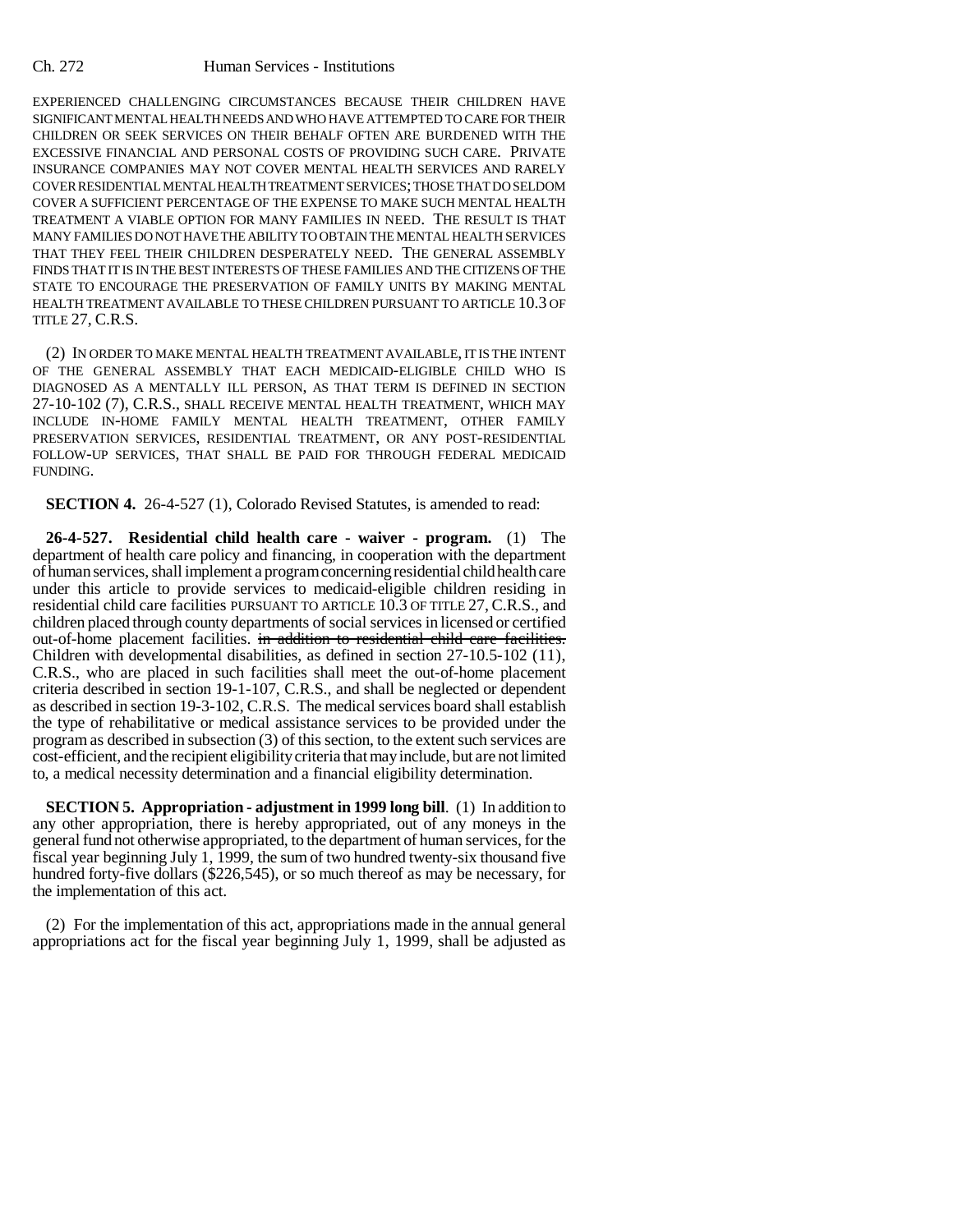EXPERIENCED CHALLENGING CIRCUMSTANCES BECAUSE THEIR CHILDREN HAVE SIGNIFICANT MENTAL HEALTH NEEDS AND WHO HAVE ATTEMPTED TO CARE FOR THEIR CHILDREN OR SEEK SERVICES ON THEIR BEHALF OFTEN ARE BURDENED WITH THE EXCESSIVE FINANCIAL AND PERSONAL COSTS OF PROVIDING SUCH CARE. PRIVATE INSURANCE COMPANIES MAY NOT COVER MENTAL HEALTH SERVICES AND RARELY COVER RESIDENTIAL MENTAL HEALTH TREATMENT SERVICES; THOSE THAT DO SELDOM COVER A SUFFICIENT PERCENTAGE OF THE EXPENSE TO MAKE SUCH MENTAL HEALTH TREATMENT A VIABLE OPTION FOR MANY FAMILIES IN NEED. THE RESULT IS THAT MANY FAMILIES DO NOT HAVE THE ABILITY TO OBTAIN THE MENTAL HEALTH SERVICES THAT THEY FEEL THEIR CHILDREN DESPERATELY NEED. THE GENERAL ASSEMBLY FINDS THAT IT IS IN THE BEST INTERESTS OF THESE FAMILIES AND THE CITIZENS OF THE STATE TO ENCOURAGE THE PRESERVATION OF FAMILY UNITS BY MAKING MENTAL HEALTH TREATMENT AVAILABLE TO THESE CHILDREN PURSUANT TO ARTICLE 10.3 OF TITLE 27, C.R.S.

(2) IN ORDER TO MAKE MENTAL HEALTH TREATMENT AVAILABLE, IT IS THE INTENT OF THE GENERAL ASSEMBLY THAT EACH MEDICAID-ELIGIBLE CHILD WHO IS DIAGNOSED AS A MENTALLY ILL PERSON, AS THAT TERM IS DEFINED IN SECTION 27-10-102 (7), C.R.S., SHALL RECEIVE MENTAL HEALTH TREATMENT, WHICH MAY INCLUDE IN-HOME FAMILY MENTAL HEALTH TREATMENT, OTHER FAMILY PRESERVATION SERVICES, RESIDENTIAL TREATMENT, OR ANY POST-RESIDENTIAL FOLLOW-UP SERVICES, THAT SHALL BE PAID FOR THROUGH FEDERAL MEDICAID FUNDING.

**SECTION 4.** 26-4-527 (1), Colorado Revised Statutes, is amended to read:

**26-4-527. Residential child health care - waiver - program.** (1) The department of health care policy and financing, in cooperation with the department of human services, shall implement a program concerning residential child health care under this article to provide services to medicaid-eligible children residing in residential child care facilities PURSUANT TO ARTICLE 10.3 OF TITLE 27, C.R.S., and children placed through county departments of social services in licensed or certified out-of-home placement facilities. ~~in addition to residential child care facilities.~~ Children with developmental disabilities, as defined in section 27-10.5-102 (11), C.R.S., who are placed in such facilities shall meet the out-of-home placement criteria described in section 19-1-107, C.R.S., and shall be neglected or dependent as described in section 19-3-102, C.R.S. The medical services board shall establish the type of rehabilitative or medical assistance services to be provided under the program as described in subsection (3) of this section, to the extent such services are cost-efficient, and the recipient eligibility criteria that may include, but are not limited to, a medical necessity determination and a financial eligibility determination.

**SECTION 5. Appropriation - adjustment in 1999 long bill**. (1) In addition to any other appropriation, there is hereby appropriated, out of any moneys in the general fund not otherwise appropriated, to the department of human services, for the fiscal year beginning July 1, 1999, the sum of two hundred twenty-six thousand five hundred forty-five dollars ($226,545), or so much thereof as may be necessary, for the implementation of this act.

(2) For the implementation of this act, appropriations made in the annual general appropriations act for the fiscal year beginning July 1, 1999, shall be adjusted as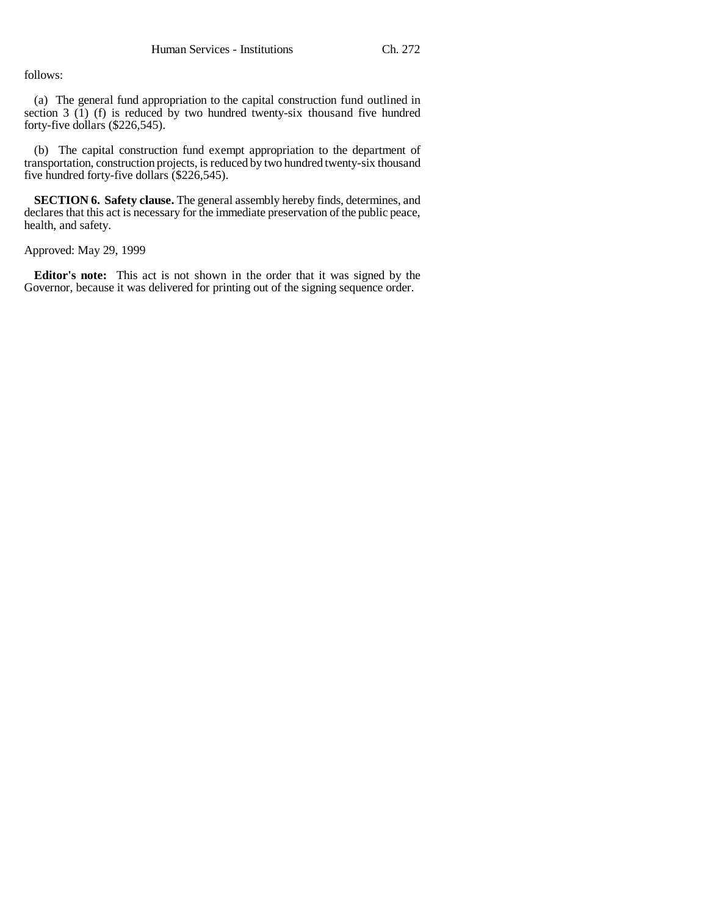follows:

(a) The general fund appropriation to the capital construction fund outlined in section 3 (1) (f) is reduced by two hundred twenty-six thousand five hundred forty-five dollars ($226,545).

(b) The capital construction fund exempt appropriation to the department of transportation, construction projects, is reduced by two hundred twenty-six thousand five hundred forty-five dollars ($226,545).

**SECTION 6. Safety clause.** The general assembly hereby finds, determines, and declares that this act is necessary for the immediate preservation of the public peace, health, and safety.

Approved: May 29, 1999

**Editor's note:** This act is not shown in the order that it was signed by the Governor, because it was delivered for printing out of the signing sequence order.